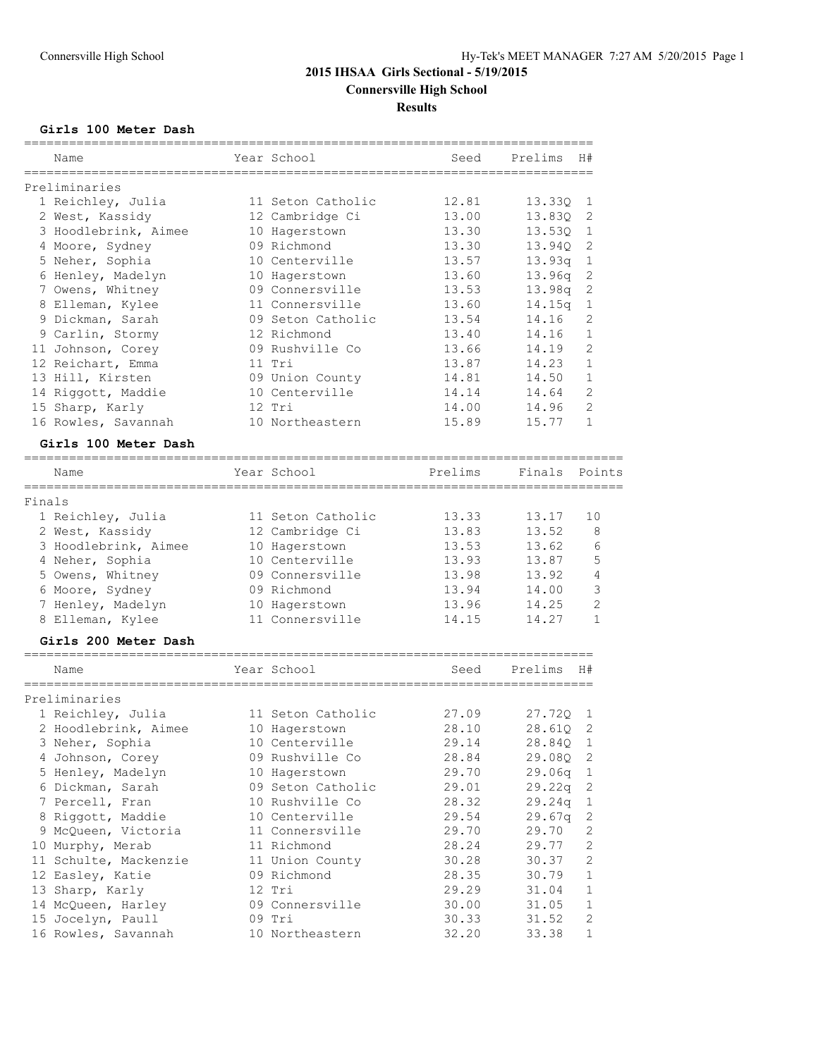# 2015 IHSAA Girls Sectional - 5/19/2015

## Connersville High School

### Results

**Girls 100 Meter Dash**

| | Name | Year | School | Seed | Prelims | H# |
|---|---|---|---|---|---|---|
| **Preliminaries** | | | | | | |
| 1 | Reichley, Julia | 11 | Seton Catholic | 12.81 | 13.33Q | 1 |
| 2 | West, Kassidy | 12 | Cambridge Ci | 13.00 | 13.83Q | 2 |
| 3 | Hoodlebrink, Aimee | 10 | Hagerstown | 13.30 | 13.53Q | 1 |
| 4 | Moore, Sydney | 09 | Richmond | 13.30 | 13.94Q | 2 |
| 5 | Neher, Sophia | 10 | Centerville | 13.57 | 13.93q | 1 |
| 6 | Henley, Madelyn | 10 | Hagerstown | 13.60 | 13.96q | 2 |
| 7 | Owens, Whitney | 09 | Connersville | 13.53 | 13.98q | 2 |
| 8 | Elleman, Kylee | 11 | Connersville | 13.60 | 14.15q | 1 |
| 9 | Dickman, Sarah | 09 | Seton Catholic | 13.54 | 14.16 | 2 |
| 9 | Carlin, Stormy | 12 | Richmond | 13.40 | 14.16 | 1 |
| 11 | Johnson, Corey | 09 | Rushville Co | 13.66 | 14.19 | 2 |
| 12 | Reichart, Emma | 11 | Tri | 13.87 | 14.23 | 1 |
| 13 | Hill, Kirsten | 09 | Union County | 14.81 | 14.50 | 1 |
| 14 | Riggott, Maddie | 10 | Centerville | 14.14 | 14.64 | 2 |
| 15 | Sharp, Karly | 12 | Tri | 14.00 | 14.96 | 2 |
| 16 | Rowles, Savannah | 10 | Northeastern | 15.89 | 15.77 | 1 |

**Girls 100 Meter Dash**

| | Name | Year | School | Prelims | Finals | Points |
|---|---|---|---|---|---|---|
| **Finals** | | | | | | |
| 1 | Reichley, Julia | 11 | Seton Catholic | 13.33 | 13.17 | 10 |
| 2 | West, Kassidy | 12 | Cambridge Ci | 13.83 | 13.52 | 8 |
| 3 | Hoodlebrink, Aimee | 10 | Hagerstown | 13.53 | 13.62 | 6 |
| 4 | Neher, Sophia | 10 | Centerville | 13.93 | 13.87 | 5 |
| 5 | Owens, Whitney | 09 | Connersville | 13.98 | 13.92 | 4 |
| 6 | Moore, Sydney | 09 | Richmond | 13.94 | 14.00 | 3 |
| 7 | Henley, Madelyn | 10 | Hagerstown | 13.96 | 14.25 | 2 |
| 8 | Elleman, Kylee | 11 | Connersville | 14.15 | 14.27 | 1 |

**Girls 200 Meter Dash**

| | Name | Year | School | Seed | Prelims | H# |
|---|---|---|---|---|---|---|
| **Preliminaries** | | | | | | |
| 1 | Reichley, Julia | 11 | Seton Catholic | 27.09 | 27.72Q | 1 |
| 2 | Hoodlebrink, Aimee | 10 | Hagerstown | 28.10 | 28.61Q | 2 |
| 3 | Neher, Sophia | 10 | Centerville | 29.14 | 28.84Q | 1 |
| 4 | Johnson, Corey | 09 | Rushville Co | 28.84 | 29.08Q | 2 |
| 5 | Henley, Madelyn | 10 | Hagerstown | 29.70 | 29.06q | 1 |
| 6 | Dickman, Sarah | 09 | Seton Catholic | 29.01 | 29.22q | 2 |
| 7 | Percell, Fran | 10 | Rushville Co | 28.32 | 29.24q | 1 |
| 8 | Riggott, Maddie | 10 | Centerville | 29.54 | 29.67q | 2 |
| 9 | McQueen, Victoria | 11 | Connersville | 29.70 | 29.70 | 2 |
| 10 | Murphy, Merab | 11 | Richmond | 28.24 | 29.77 | 2 |
| 11 | Schulte, Mackenzie | 11 | Union County | 30.28 | 30.37 | 2 |
| 12 | Easley, Katie | 09 | Richmond | 28.35 | 30.79 | 1 |
| 13 | Sharp, Karly | 12 | Tri | 29.29 | 31.04 | 1 |
| 14 | McQueen, Harley | 09 | Connersville | 30.00 | 31.05 | 1 |
| 15 | Jocelyn, Paull | 09 | Tri | 30.33 | 31.52 | 2 |
| 16 | Rowles, Savannah | 10 | Northeastern | 32.20 | 33.38 | 1 |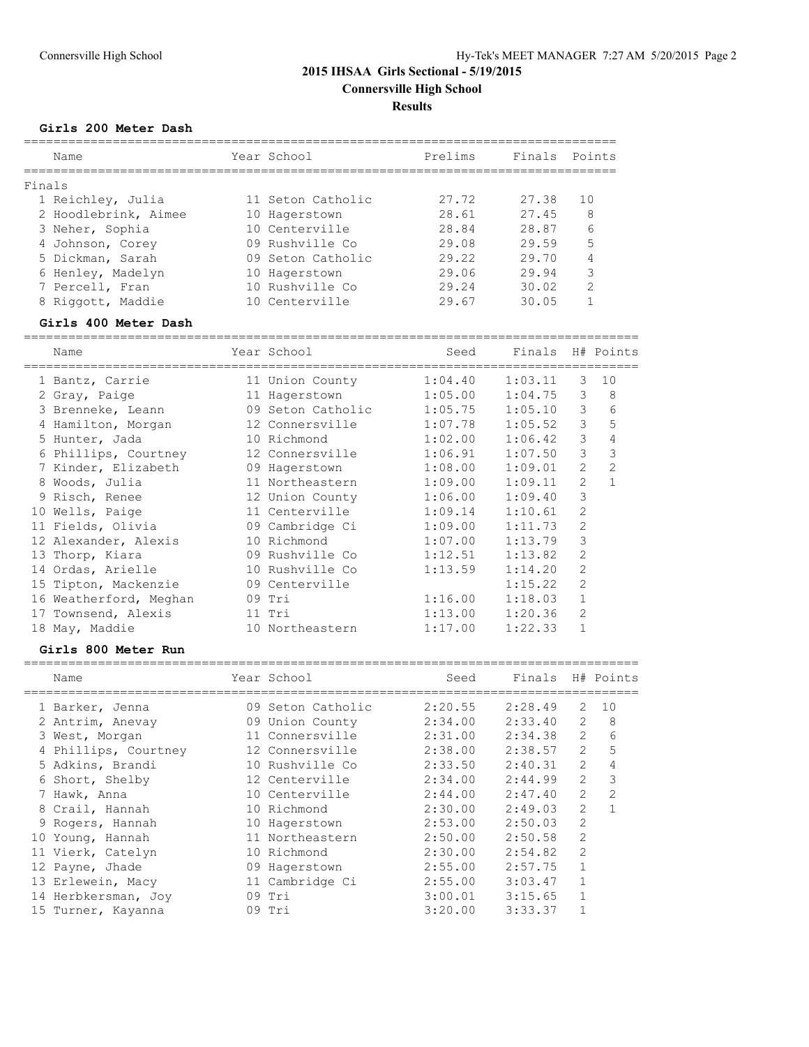# 2015 IHSAA Girls Sectional - 5/19/2015

## Connersville High School

### Results

#### Girls 200 Meter Dash

Finals

| Place | Name | Year | School | Prelims | Finals | Points |
|---|---|---|---|---|---|---|
| 1 | Reichley, Julia | 11 | Seton Catholic | 27.72 | 27.38 | 10 |
| 2 | Hoodlebrink, Aimee | 10 | Hagerstown | 28.61 | 27.45 | 8 |
| 3 | Neher, Sophia | 10 | Centerville | 28.84 | 28.87 | 6 |
| 4 | Johnson, Corey | 09 | Rushville Co | 29.08 | 29.59 | 5 |
| 5 | Dickman, Sarah | 09 | Seton Catholic | 29.22 | 29.70 | 4 |
| 6 | Henley, Madelyn | 10 | Hagerstown | 29.06 | 29.94 | 3 |
| 7 | Percell, Fran | 10 | Rushville Co | 29.24 | 30.02 | 2 |
| 8 | Riggott, Maddie | 10 | Centerville | 29.67 | 30.05 | 1 |

#### Girls 400 Meter Dash

| Place | Name | Year | School | Seed | Finals | H# | Points |
|---|---|---|---|---|---|---|---|
| 1 | Bantz, Carrie | 11 | Union County | 1:04.40 | 1:03.11 | 3 | 10 |
| 2 | Gray, Paige | 11 | Hagerstown | 1:05.00 | 1:04.75 | 3 | 8 |
| 3 | Brenneke, Leann | 09 | Seton Catholic | 1:05.75 | 1:05.10 | 3 | 6 |
| 4 | Hamilton, Morgan | 12 | Connersville | 1:07.78 | 1:05.52 | 3 | 5 |
| 5 | Hunter, Jada | 10 | Richmond | 1:02.00 | 1:06.42 | 3 | 4 |
| 6 | Phillips, Courtney | 12 | Connersville | 1:06.91 | 1:07.50 | 3 | 3 |
| 7 | Kinder, Elizabeth | 09 | Hagerstown | 1:08.00 | 1:09.01 | 2 | 2 |
| 8 | Woods, Julia | 11 | Northeastern | 1:09.00 | 1:09.11 | 2 | 1 |
| 9 | Risch, Renee | 12 | Union County | 1:06.00 | 1:09.40 | 3 | |
| 10 | Wells, Paige | 11 | Centerville | 1:09.14 | 1:10.61 | 2 | |
| 11 | Fields, Olivia | 09 | Cambridge Ci | 1:09.00 | 1:11.73 | 2 | |
| 12 | Alexander, Alexis | 10 | Richmond | 1:07.00 | 1:13.79 | 3 | |
| 13 | Thorp, Kiara | 09 | Rushville Co | 1:12.51 | 1:13.82 | 2 | |
| 14 | Ordas, Arielle | 10 | Rushville Co | 1:13.59 | 1:14.20 | 2 | |
| 15 | Tipton, Mackenzie | 09 | Centerville | | 1:15.22 | 2 | |
| 16 | Weatherford, Meghan | 09 | Tri | 1:16.00 | 1:18.03 | 1 | |
| 17 | Townsend, Alexis | 11 | Tri | 1:13.00 | 1:20.36 | 2 | |
| 18 | May, Maddie | 10 | Northeastern | 1:17.00 | 1:22.33 | 1 | |

#### Girls 800 Meter Run

| Place | Name | Year | School | Seed | Finals | H# | Points |
|---|---|---|---|---|---|---|---|
| 1 | Barker, Jenna | 09 | Seton Catholic | 2:20.55 | 2:28.49 | 2 | 10 |
| 2 | Antrim, Anevay | 09 | Union County | 2:34.00 | 2:33.40 | 2 | 8 |
| 3 | West, Morgan | 11 | Connersville | 2:31.00 | 2:34.38 | 2 | 6 |
| 4 | Phillips, Courtney | 12 | Connersville | 2:38.00 | 2:38.57 | 2 | 5 |
| 5 | Adkins, Brandi | 10 | Rushville Co | 2:33.50 | 2:40.31 | 2 | 4 |
| 6 | Short, Shelby | 12 | Centerville | 2:34.00 | 2:44.99 | 2 | 3 |
| 7 | Hawk, Anna | 10 | Centerville | 2:44.00 | 2:47.40 | 2 | 2 |
| 8 | Crail, Hannah | 10 | Richmond | 2:30.00 | 2:49.03 | 2 | 1 |
| 9 | Rogers, Hannah | 10 | Hagerstown | 2:53.00 | 2:50.03 | 2 | |
| 10 | Young, Hannah | 11 | Northeastern | 2:50.00 | 2:50.58 | 2 | |
| 11 | Vierk, Catelyn | 10 | Richmond | 2:30.00 | 2:54.82 | 2 | |
| 12 | Payne, Jhade | 09 | Hagerstown | 2:55.00 | 2:57.75 | 1 | |
| 13 | Erlewein, Macy | 11 | Cambridge Ci | 2:55.00 | 3:03.47 | 1 | |
| 14 | Herbkersman, Joy | 09 | Tri | 3:00.01 | 3:15.65 | 1 | |
| 15 | Turner, Kayanna | 09 | Tri | 3:20.00 | 3:33.37 | 1 | |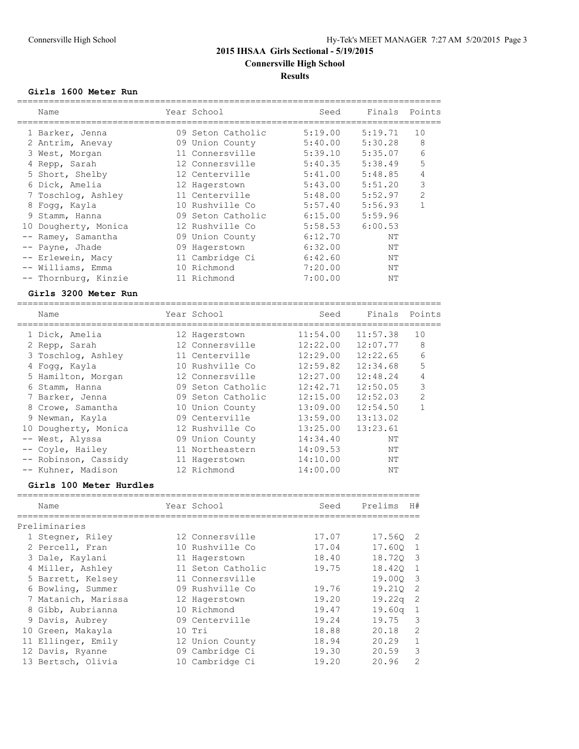# 2015 IHSAA Girls Sectional - 5/19/2015

## Connersville High School

### Results

#### Girls 1600 Meter Run

| Place | Name | Year | School | Seed | Finals | Points |
|---|---|---|---|---|---|---|
| 1 | Barker, Jenna | 09 | Seton Catholic | 5:19.00 | 5:19.71 | 10 |
| 2 | Antrim, Anevay | 09 | Union County | 5:40.00 | 5:30.28 | 8 |
| 3 | West, Morgan | 11 | Connersville | 5:39.10 | 5:35.07 | 6 |
| 4 | Repp, Sarah | 12 | Connersville | 5:40.35 | 5:38.49 | 5 |
| 5 | Short, Shelby | 12 | Centerville | 5:41.00 | 5:48.85 | 4 |
| 6 | Dick, Amelia | 12 | Hagerstown | 5:43.00 | 5:51.20 | 3 |
| 7 | Toschlog, Ashley | 11 | Centerville | 5:48.00 | 5:52.97 | 2 |
| 8 | Fogg, Kayla | 10 | Rushville Co | 5:57.40 | 5:56.93 | 1 |
| 9 | Stamm, Hanna | 09 | Seton Catholic | 6:15.00 | 5:59.96 | |
| 10 | Dougherty, Monica | 12 | Rushville Co | 5:58.53 | 6:00.53 | |
| -- | Ramey, Samantha | 09 | Union County | 6:12.70 | NT | |
| -- | Payne, Jhade | 09 | Hagerstown | 6:32.00 | NT | |
| -- | Erlewein, Macy | 11 | Cambridge Ci | 6:42.60 | NT | |
| -- | Williams, Emma | 10 | Richmond | 7:20.00 | NT | |
| -- | Thornburg, Kinzie | 11 | Richmond | 7:00.00 | NT | |

#### Girls 3200 Meter Run

| Place | Name | Year | School | Seed | Finals | Points |
|---|---|---|---|---|---|---|
| 1 | Dick, Amelia | 12 | Hagerstown | 11:54.00 | 11:57.38 | 10 |
| 2 | Repp, Sarah | 12 | Connersville | 12:22.00 | 12:07.77 | 8 |
| 3 | Toschlog, Ashley | 11 | Centerville | 12:29.00 | 12:22.65 | 6 |
| 4 | Fogg, Kayla | 10 | Rushville Co | 12:59.82 | 12:34.68 | 5 |
| 5 | Hamilton, Morgan | 12 | Connersville | 12:27.00 | 12:48.24 | 4 |
| 6 | Stamm, Hanna | 09 | Seton Catholic | 12:42.71 | 12:50.05 | 3 |
| 7 | Barker, Jenna | 09 | Seton Catholic | 12:15.00 | 12:52.03 | 2 |
| 8 | Crowe, Samantha | 10 | Union County | 13:09.00 | 12:54.50 | 1 |
| 9 | Newman, Kayla | 09 | Centerville | 13:59.00 | 13:13.02 | |
| 10 | Dougherty, Monica | 12 | Rushville Co | 13:25.00 | 13:23.61 | |
| -- | West, Alyssa | 09 | Union County | 14:34.40 | NT | |
| -- | Coyle, Hailey | 11 | Northeastern | 14:09.53 | NT | |
| -- | Robinson, Cassidy | 11 | Hagerstown | 14:10.00 | NT | |
| -- | Kuhner, Madison | 12 | Richmond | 14:00.00 | NT | |

#### Girls 100 Meter Hurdles

Preliminaries

| Place | Name | Year | School | Seed | Prelims | H# |
|---|---|---|---|---|---|---|
| 1 | Stegner, Riley | 12 | Connersville | 17.07 | 17.56Q | 2 |
| 2 | Percell, Fran | 10 | Rushville Co | 17.04 | 17.60Q | 1 |
| 3 | Dale, Kaylani | 11 | Hagerstown | 18.40 | 18.72Q | 3 |
| 4 | Miller, Ashley | 11 | Seton Catholic | 19.75 | 18.42Q | 1 |
| 5 | Barrett, Kelsey | 11 | Connersville | | 19.00Q | 3 |
| 6 | Bowling, Summer | 09 | Rushville Co | 19.76 | 19.21Q | 2 |
| 7 | Matanich, Marissa | 12 | Hagerstown | 19.20 | 19.22q | 2 |
| 8 | Gibb, Aubrianna | 10 | Richmond | 19.47 | 19.60q | 1 |
| 9 | Davis, Aubrey | 09 | Centerville | 19.24 | 19.75 | 3 |
| 10 | Green, Makayla | 10 | Tri | 18.88 | 20.18 | 2 |
| 11 | Ellinger, Emily | 12 | Union County | 18.94 | 20.29 | 1 |
| 12 | Davis, Ryanne | 09 | Cambridge Ci | 19.30 | 20.59 | 3 |
| 13 | Bertsch, Olivia | 10 | Cambridge Ci | 19.20 | 20.96 | 2 |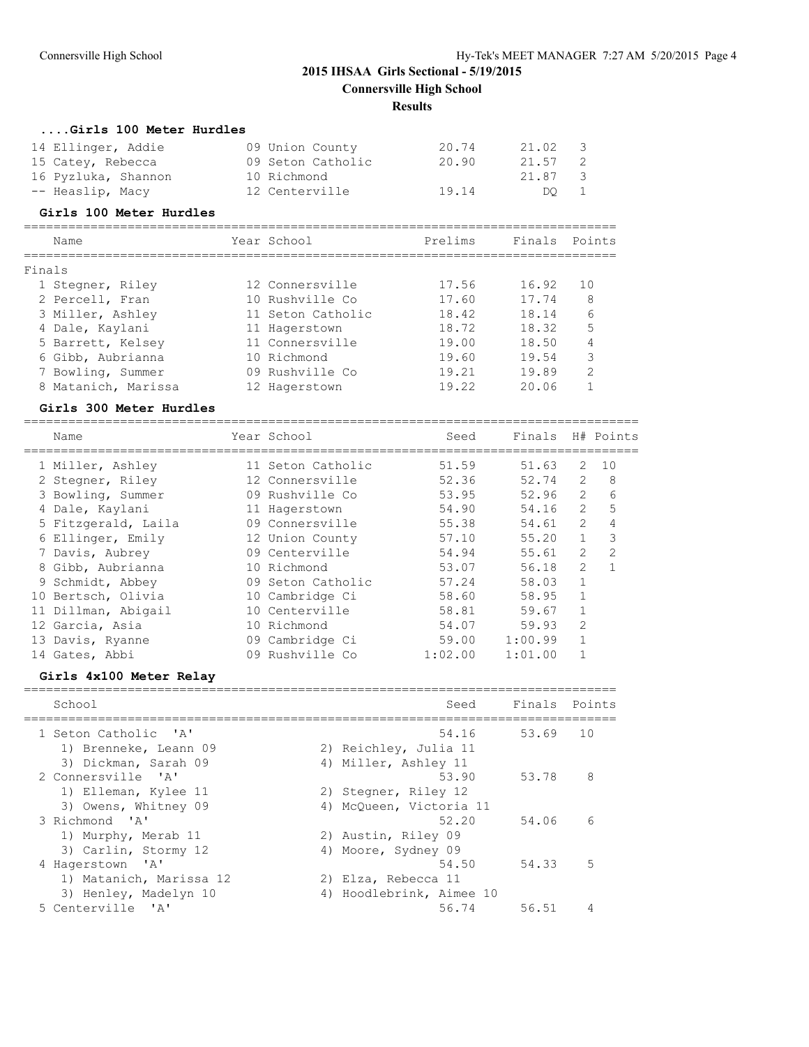## 2015 IHSAA Girls Sectional - 5/19/2015

## Connersville High School

## Results

### ....Girls 100 Meter Hurdles

| Place | Name | Year | School | Prelims | Finals | H# |
|---|---|---|---|---|---|---|
| 14 | Ellinger, Addie | 09 | Union County | 20.74 | 21.02 | 3 |
| 15 | Catey, Rebecca | 09 | Seton Catholic | 20.90 | 21.57 | 2 |
| 16 | Pyzluka, Shannon | 10 | Richmond | | 21.87 | 3 |
| -- | Heaslip, Macy | 12 | Centerville | 19.14 | DQ | 1 |

### Girls 100 Meter Hurdles

Finals

| Place | Name | Year | School | Prelims | Finals | Points |
|---|---|---|---|---|---|---|
| 1 | Stegner, Riley | 12 | Connersville | 17.56 | 16.92 | 10 |
| 2 | Percell, Fran | 10 | Rushville Co | 17.60 | 17.74 | 8 |
| 3 | Miller, Ashley | 11 | Seton Catholic | 18.42 | 18.14 | 6 |
| 4 | Dale, Kaylani | 11 | Hagerstown | 18.72 | 18.32 | 5 |
| 5 | Barrett, Kelsey | 11 | Connersville | 19.00 | 18.50 | 4 |
| 6 | Gibb, Aubrianna | 10 | Richmond | 19.60 | 19.54 | 3 |
| 7 | Bowling, Summer | 09 | Rushville Co | 19.21 | 19.89 | 2 |
| 8 | Matanich, Marissa | 12 | Hagerstown | 19.22 | 20.06 | 1 |

### Girls 300 Meter Hurdles

| Place | Name | Year | School | Seed | Finals | H# | Points |
|---|---|---|---|---|---|---|---|
| 1 | Miller, Ashley | 11 | Seton Catholic | 51.59 | 51.63 | 2 | 10 |
| 2 | Stegner, Riley | 12 | Connersville | 52.36 | 52.74 | 2 | 8 |
| 3 | Bowling, Summer | 09 | Rushville Co | 53.95 | 52.96 | 2 | 6 |
| 4 | Dale, Kaylani | 11 | Hagerstown | 54.90 | 54.16 | 2 | 5 |
| 5 | Fitzgerald, Laila | 09 | Connersville | 55.38 | 54.61 | 2 | 4 |
| 6 | Ellinger, Emily | 12 | Union County | 57.10 | 55.20 | 1 | 3 |
| 7 | Davis, Aubrey | 09 | Centerville | 54.94 | 55.61 | 2 | 2 |
| 8 | Gibb, Aubrianna | 10 | Richmond | 53.07 | 56.18 | 2 | 1 |
| 9 | Schmidt, Abbey | 09 | Seton Catholic | 57.24 | 58.03 | 1 | |
| 10 | Bertsch, Olivia | 10 | Cambridge Ci | 58.60 | 58.95 | 1 | |
| 11 | Dillman, Abigail | 10 | Centerville | 58.81 | 59.67 | 1 | |
| 12 | Garcia, Asia | 10 | Richmond | 54.07 | 59.93 | 2 | |
| 13 | Davis, Ryanne | 09 | Cambridge Ci | 59.00 | 1:00.99 | 1 | |
| 14 | Gates, Abbi | 09 | Rushville Co | 1:02.00 | 1:01.00 | 1 | |

### Girls 4x100 Meter Relay

| Place | School | Seed | Finals | Points |
|---|---|---|---|---|
| 1 | Seton Catholic 'A' | 54.16 | 53.69 | 10 |
| | 1) Brenneke, Leann 09; 2) Reichley, Julia 11; 3) Dickman, Sarah 09; 4) Miller, Ashley 11 | | | |
| 2 | Connersville 'A' | 53.90 | 53.78 | 8 |
| | 1) Elleman, Kylee 11; 2) Stegner, Riley 12; 3) Owens, Whitney 09; 4) McQueen, Victoria 11 | | | |
| 3 | Richmond 'A' | 52.20 | 54.06 | 6 |
| | 1) Murphy, Merab 11; 2) Austin, Riley 09; 3) Carlin, Stormy 12; 4) Moore, Sydney 09 | | | |
| 4 | Hagerstown 'A' | 54.50 | 54.33 | 5 |
| | 1) Matanich, Marissa 12; 2) Elza, Rebecca 11; 3) Henley, Madelyn 10; 4) Hoodlebrink, Aimee 10 | | | |
| 5 | Centerville 'A' | 56.74 | 56.51 | 4 |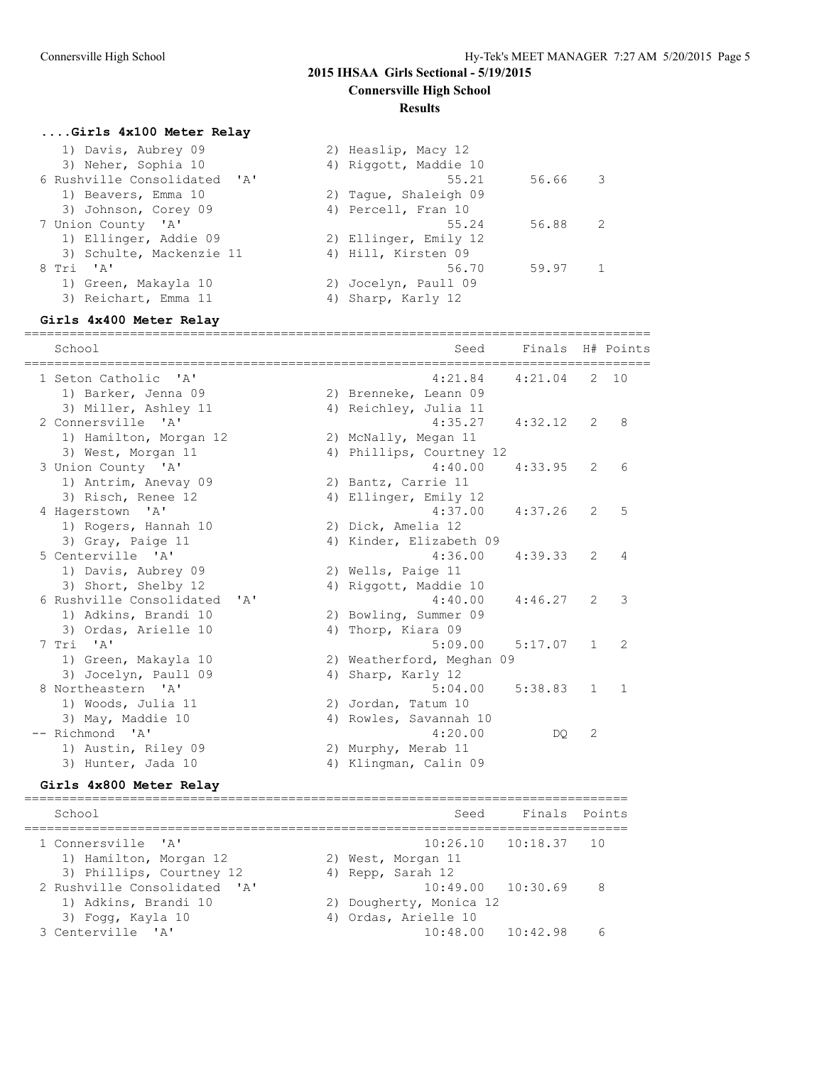# 2015 IHSAA Girls Sectional - 5/19/2015

## Connersville High School

### Results

#### ....Girls 4x100 Meter Relay

| School | Seed | Finals | Points |
|---|---|---|---|
| 1) Davis, Aubrey 09 / 2) Heaslip, Macy 12 | | | |
| 3) Neher, Sophia 10 / 4) Riggott, Maddie 10 | | | |
| 6 Rushville Consolidated 'A' | 55.21 | 56.66 | 3 |
| 1) Beavers, Emma 10 / 2) Tague, Shaleigh 09 | | | |
| 3) Johnson, Corey 09 / 4) Percell, Fran 10 | | | |
| 7 Union County 'A' | 55.24 | 56.88 | 2 |
| 1) Ellinger, Addie 09 / 2) Ellinger, Emily 12 | | | |
| 3) Schulte, Mackenzie 11 / 4) Hill, Kirsten 09 | | | |
| 8 Tri 'A' | 56.70 | 59.97 | 1 |
| 1) Green, Makayla 10 / 2) Jocelyn, Paull 09 | | | |
| 3) Reichart, Emma 11 / 4) Sharp, Karly 12 | | | |

#### Girls 4x400 Meter Relay

| School | Seed | Finals | H# | Points |
|---|---|---|---|---|
| 1 Seton Catholic 'A' | 4:21.84 | 4:21.04 | 2 | 10 |
| 1) Barker, Jenna 09 / 2) Brenneke, Leann 09 | | | | |
| 3) Miller, Ashley 11 / 4) Reichley, Julia 11 | | | | |
| 2 Connersville 'A' | 4:35.27 | 4:32.12 | 2 | 8 |
| 1) Hamilton, Morgan 12 / 2) McNally, Megan 11 | | | | |
| 3) West, Morgan 11 / 4) Phillips, Courtney 12 | | | | |
| 3 Union County 'A' | 4:40.00 | 4:33.95 | 2 | 6 |
| 1) Antrim, Anevay 09 / 2) Bantz, Carrie 11 | | | | |
| 3) Risch, Renee 12 / 4) Ellinger, Emily 12 | | | | |
| 4 Hagerstown 'A' | 4:37.00 | 4:37.26 | 2 | 5 |
| 1) Rogers, Hannah 10 / 2) Dick, Amelia 12 | | | | |
| 3) Gray, Paige 11 / 4) Kinder, Elizabeth 09 | | | | |
| 5 Centerville 'A' | 4:36.00 | 4:39.33 | 2 | 4 |
| 1) Davis, Aubrey 09 / 2) Wells, Paige 11 | | | | |
| 3) Short, Shelby 12 / 4) Riggott, Maddie 10 | | | | |
| 6 Rushville Consolidated 'A' | 4:40.00 | 4:46.27 | 2 | 3 |
| 1) Adkins, Brandi 10 / 2) Bowling, Summer 09 | | | | |
| 3) Ordas, Arielle 10 / 4) Thorp, Kiara 09 | | | | |
| 7 Tri 'A' | 5:09.00 | 5:17.07 | 1 | 2 |
| 1) Green, Makayla 10 / 2) Weatherford, Meghan 09 | | | | |
| 3) Jocelyn, Paull 09 / 4) Sharp, Karly 12 | | | | |
| 8 Northeastern 'A' | 5:04.00 | 5:38.83 | 1 | 1 |
| 1) Woods, Julia 11 / 2) Jordan, Tatum 10 | | | | |
| 3) May, Maddie 10 / 4) Rowles, Savannah 10 | | | | |
| -- Richmond 'A' | 4:20.00 | DQ | 2 | |
| 1) Austin, Riley 09 / 2) Murphy, Merab 11 | | | | |
| 3) Hunter, Jada 10 / 4) Klingman, Calin 09 | | | | |

#### Girls 4x800 Meter Relay

| School | Seed | Finals | Points |
|---|---|---|---|
| 1 Connersville 'A' | 10:26.10 | 10:18.37 | 10 |
| 1) Hamilton, Morgan 12 / 2) West, Morgan 11 | | | |
| 3) Phillips, Courtney 12 / 4) Repp, Sarah 12 | | | |
| 2 Rushville Consolidated 'A' | 10:49.00 | 10:30.69 | 8 |
| 1) Adkins, Brandi 10 / 2) Dougherty, Monica 12 | | | |
| 3) Fogg, Kayla 10 / 4) Ordas, Arielle 10 | | | |
| 3 Centerville 'A' | 10:48.00 | 10:42.98 | 6 |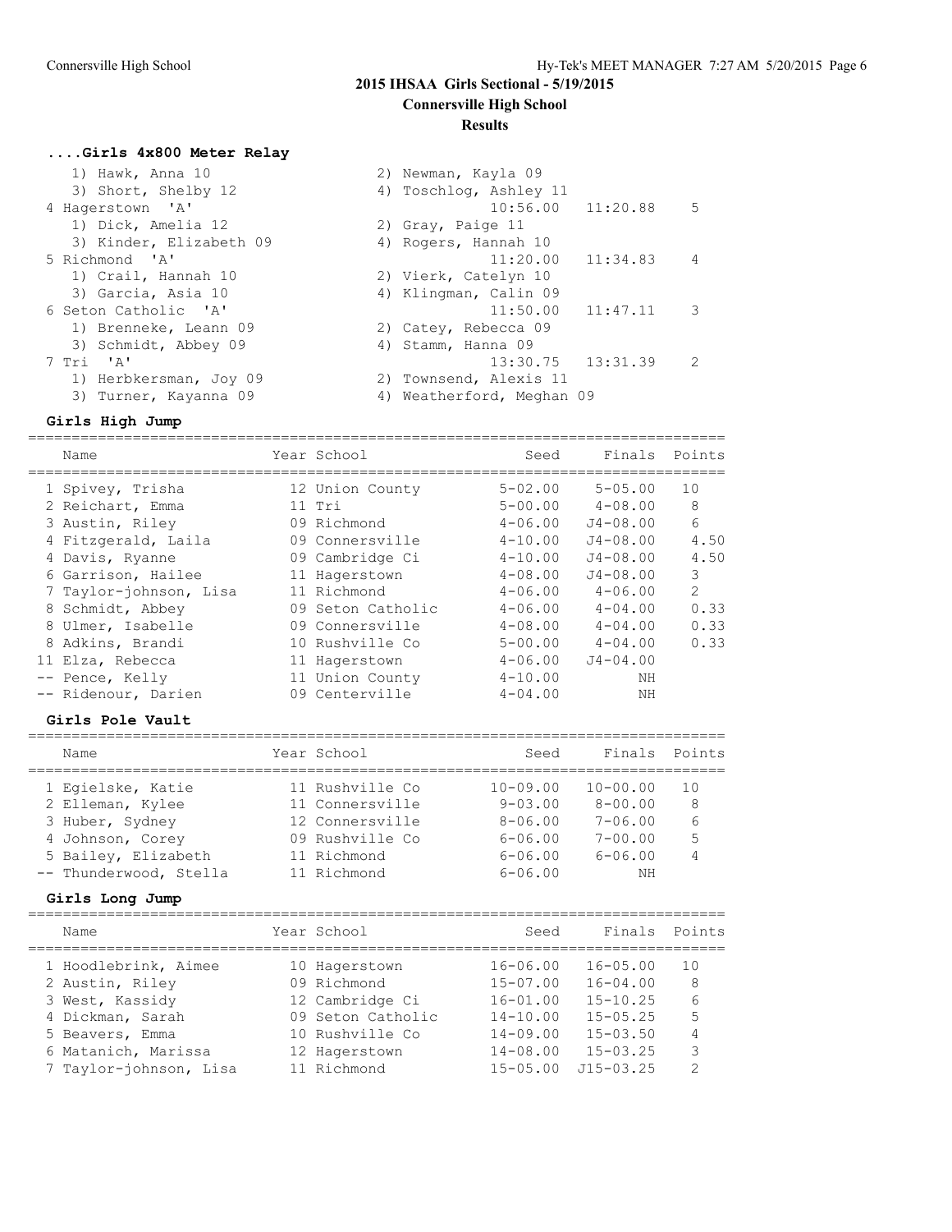# 2015 IHSAA Girls Sectional - 5/19/2015

## Connersville High School

### Results

#### ....Girls 4x800 Meter Relay

| Team | | Seed | Finals | Points |
|---|---|---|---|---|
| 1) Hawk, Anna 10 | 2) Newman, Kayla 09 | | | |
| 3) Short, Shelby 12 | 4) Toschlog, Ashley 11 | | | |
| 4 Hagerstown 'A' | | 10:56.00 | 11:20.88 | 5 |
| 1) Dick, Amelia 12 | 2) Gray, Paige 11 | | | |
| 3) Kinder, Elizabeth 09 | 4) Rogers, Hannah 10 | | | |
| 5 Richmond 'A' | | 11:20.00 | 11:34.83 | 4 |
| 1) Crail, Hannah 10 | 2) Vierk, Catelyn 10 | | | |
| 3) Garcia, Asia 10 | 4) Klingman, Calin 09 | | | |
| 6 Seton Catholic 'A' | | 11:50.00 | 11:47.11 | 3 |
| 1) Brenneke, Leann 09 | 2) Catey, Rebecca 09 | | | |
| 3) Schmidt, Abbey 09 | 4) Stamm, Hanna 09 | | | |
| 7 Tri 'A' | | 13:30.75 | 13:31.39 | 2 |
| 1) Herbkersman, Joy 09 | 2) Townsend, Alexis 11 | | | |
| 3) Turner, Kayanna 09 | 4) Weatherford, Meghan 09 | | | |

#### Girls High Jump

| Name | Year | School | Seed | Finals | Points |
|---|---|---|---|---|---|
| 1 Spivey, Trisha | 12 | Union County | 5-02.00 | 5-05.00 | 10 |
| 2 Reichart, Emma | 11 | Tri | 5-00.00 | 4-08.00 | 8 |
| 3 Austin, Riley | 09 | Richmond | 4-06.00 | J4-08.00 | 6 |
| 4 Fitzgerald, Laila | 09 | Connersville | 4-10.00 | J4-08.00 | 4.50 |
| 4 Davis, Ryanne | 09 | Cambridge Ci | 4-10.00 | J4-08.00 | 4.50 |
| 6 Garrison, Hailee | 11 | Hagerstown | 4-08.00 | J4-08.00 | 3 |
| 7 Taylor-johnson, Lisa | 11 | Richmond | 4-06.00 | 4-06.00 | 2 |
| 8 Schmidt, Abbey | 09 | Seton Catholic | 4-06.00 | 4-04.00 | 0.33 |
| 8 Ulmer, Isabelle | 09 | Connersville | 4-08.00 | 4-04.00 | 0.33 |
| 8 Adkins, Brandi | 10 | Rushville Co | 5-00.00 | 4-04.00 | 0.33 |
| 11 Elza, Rebecca | 11 | Hagerstown | 4-06.00 | J4-04.00 | |
| -- Pence, Kelly | 11 | Union County | 4-10.00 | NH | |
| -- Ridenour, Darien | 09 | Centerville | 4-04.00 | NH | |

#### Girls Pole Vault

| Name | Year | School | Seed | Finals | Points |
|---|---|---|---|---|---|
| 1 Egielske, Katie | 11 | Rushville Co | 10-09.00 | 10-00.00 | 10 |
| 2 Elleman, Kylee | 11 | Connersville | 9-03.00 | 8-00.00 | 8 |
| 3 Huber, Sydney | 12 | Connersville | 8-06.00 | 7-06.00 | 6 |
| 4 Johnson, Corey | 09 | Rushville Co | 6-06.00 | 7-00.00 | 5 |
| 5 Bailey, Elizabeth | 11 | Richmond | 6-06.00 | 6-06.00 | 4 |
| -- Thunderwood, Stella | 11 | Richmond | 6-06.00 | NH | |

#### Girls Long Jump

| Name | Year | School | Seed | Finals | Points |
|---|---|---|---|---|---|
| 1 Hoodlebrink, Aimee | 10 | Hagerstown | 16-06.00 | 16-05.00 | 10 |
| 2 Austin, Riley | 09 | Richmond | 15-07.00 | 16-04.00 | 8 |
| 3 West, Kassidy | 12 | Cambridge Ci | 16-01.00 | 15-10.25 | 6 |
| 4 Dickman, Sarah | 09 | Seton Catholic | 14-10.00 | 15-05.25 | 5 |
| 5 Beavers, Emma | 10 | Rushville Co | 14-09.00 | 15-03.50 | 4 |
| 6 Matanich, Marissa | 12 | Hagerstown | 14-08.00 | 15-03.25 | 3 |
| 7 Taylor-johnson, Lisa | 11 | Richmond | 15-05.00 | J15-03.25 | 2 |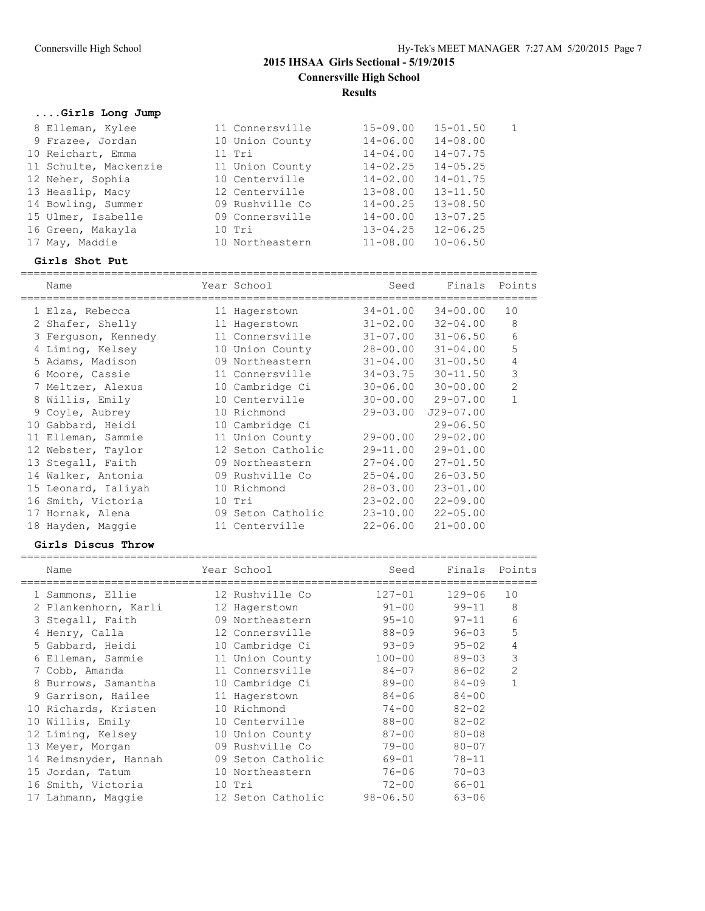## 2015 IHSAA Girls Sectional - 5/19/2015

**Connersville High School**

**Results**

### ....Girls Long Jump

| Name | Year | School | Seed | Finals | Points |
|---|---|---|---|---|---|
| 8 Elleman, Kylee | 11 | Connersville | 15-09.00 | 15-01.50 | 1 |
| 9 Frazee, Jordan | 10 | Union County | 14-06.00 | 14-08.00 | |
| 10 Reichart, Emma | 11 | Tri | 14-04.00 | 14-07.75 | |
| 11 Schulte, Mackenzie | 11 | Union County | 14-02.25 | 14-05.25 | |
| 12 Neher, Sophia | 10 | Centerville | 14-02.00 | 14-01.75 | |
| 13 Heaslip, Macy | 12 | Centerville | 13-08.00 | 13-11.50 | |
| 14 Bowling, Summer | 09 | Rushville Co | 14-00.25 | 13-08.50 | |
| 15 Ulmer, Isabelle | 09 | Connersville | 14-00.00 | 13-07.25 | |
| 16 Green, Makayla | 10 | Tri | 13-04.25 | 12-06.25 | |
| 17 May, Maddie | 10 | Northeastern | 11-08.00 | 10-06.50 | |

### Girls Shot Put

| Name | Year | School | Seed | Finals | Points |
|---|---|---|---|---|---|
| 1 Elza, Rebecca | 11 | Hagerstown | 34-01.00 | 34-00.00 | 10 |
| 2 Shafer, Shelly | 11 | Hagerstown | 31-02.00 | 32-04.00 | 8 |
| 3 Ferguson, Kennedy | 11 | Connersville | 31-07.00 | 31-06.50 | 6 |
| 4 Liming, Kelsey | 10 | Union County | 28-00.00 | 31-04.00 | 5 |
| 5 Adams, Madison | 09 | Northeastern | 31-04.00 | 31-00.50 | 4 |
| 6 Moore, Cassie | 11 | Connersville | 34-03.75 | 30-11.50 | 3 |
| 7 Meltzer, Alexus | 10 | Cambridge Ci | 30-06.00 | 30-00.00 | 2 |
| 8 Willis, Emily | 10 | Centerville | 30-00.00 | 29-07.00 | 1 |
| 9 Coyle, Aubrey | 10 | Richmond | 29-03.00 | J29-07.00 | |
| 10 Gabbard, Heidi | 10 | Cambridge Ci | | 29-06.50 | |
| 11 Elleman, Sammie | 11 | Union County | 29-00.00 | 29-02.00 | |
| 12 Webster, Taylor | 12 | Seton Catholic | 29-11.00 | 29-01.00 | |
| 13 Stegall, Faith | 09 | Northeastern | 27-04.00 | 27-01.50 | |
| 14 Walker, Antonia | 09 | Rushville Co | 25-04.00 | 26-03.50 | |
| 15 Leonard, Ialiyah | 10 | Richmond | 28-03.00 | 23-01.00 | |
| 16 Smith, Victoria | 10 | Tri | 23-02.00 | 22-09.00 | |
| 17 Hornak, Alena | 09 | Seton Catholic | 23-10.00 | 22-05.00 | |
| 18 Hayden, Maggie | 11 | Centerville | 22-06.00 | 21-00.00 | |

### Girls Discus Throw

| Name | Year | School | Seed | Finals | Points |
|---|---|---|---|---|---|
| 1 Sammons, Ellie | 12 | Rushville Co | 127-01 | 129-06 | 10 |
| 2 Plankenhorn, Karli | 12 | Hagerstown | 91-00 | 99-11 | 8 |
| 3 Stegall, Faith | 09 | Northeastern | 95-10 | 97-11 | 6 |
| 4 Henry, Calla | 12 | Connersville | 88-09 | 96-03 | 5 |
| 5 Gabbard, Heidi | 10 | Cambridge Ci | 93-09 | 95-02 | 4 |
| 6 Elleman, Sammie | 11 | Union County | 100-00 | 89-03 | 3 |
| 7 Cobb, Amanda | 11 | Connersville | 84-07 | 86-02 | 2 |
| 8 Burrows, Samantha | 10 | Cambridge Ci | 89-00 | 84-09 | 1 |
| 9 Garrison, Hailee | 11 | Hagerstown | 84-06 | 84-00 | |
| 10 Richards, Kristen | 10 | Richmond | 74-00 | 82-02 | |
| 10 Willis, Emily | 10 | Centerville | 88-00 | 82-02 | |
| 12 Liming, Kelsey | 10 | Union County | 87-00 | 80-08 | |
| 13 Meyer, Morgan | 09 | Rushville Co | 79-00 | 80-07 | |
| 14 Reimsnyder, Hannah | 09 | Seton Catholic | 69-01 | 78-11 | |
| 15 Jordan, Tatum | 10 | Northeastern | 76-06 | 70-03 | |
| 16 Smith, Victoria | 10 | Tri | 72-00 | 66-01 | |
| 17 Lahmann, Maggie | 12 | Seton Catholic | 98-06.50 | 63-06 | |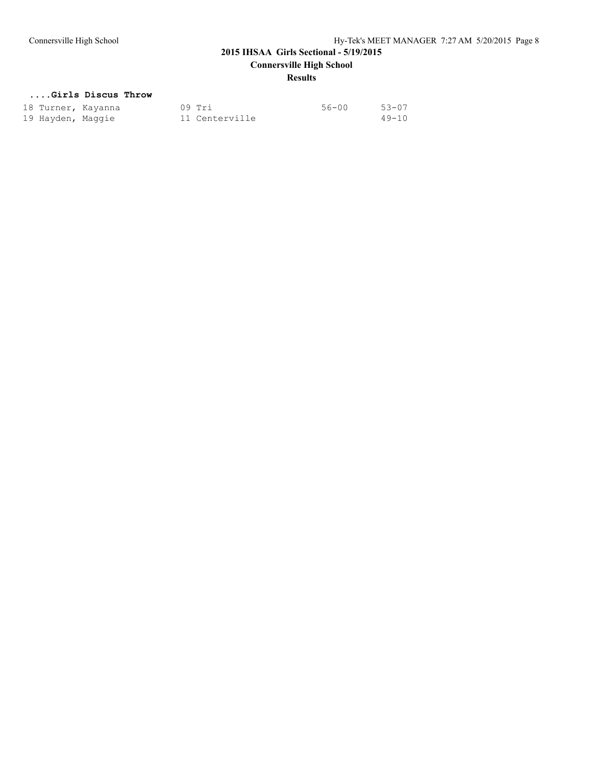## 2015 IHSAA Girls Sectional - 5/19/2015

### Connersville High School

### Results

**....Girls Discus Throw**

```
18 Turner, Kayanna          09 Tri                  56-00       53-07
19 Hayden, Maggie           11 Centerville                      49-10
```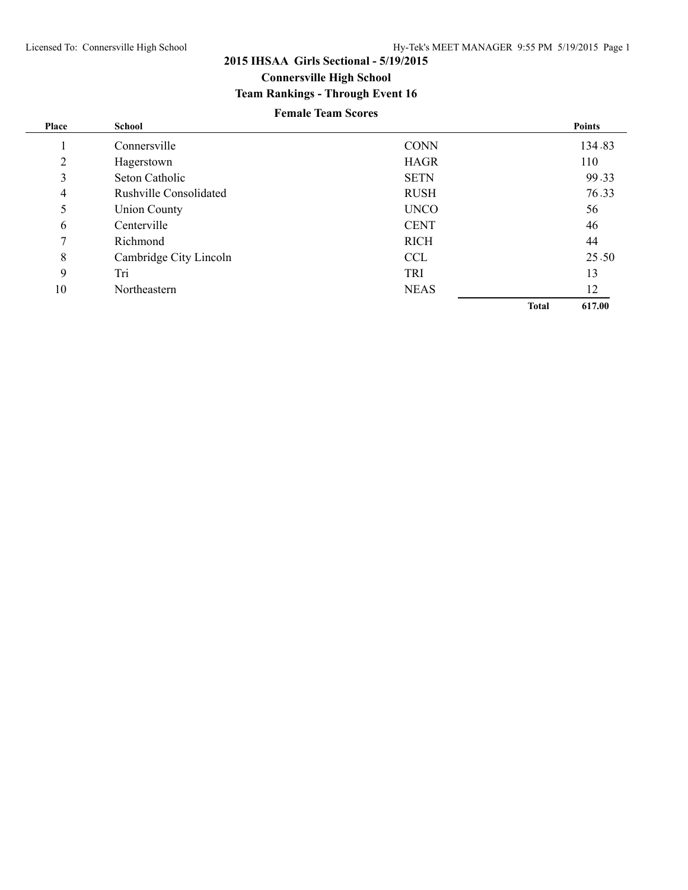**2015 IHSAA Girls Sectional - 5/19/2015**

**Connersville High School**

**Team Rankings - Through Event 16**

**Female Team Scores**

| Place | School | | Points |
|---|---|---|---|
| 1 | Connersville | CONN | 134.83 |
| 2 | Hagerstown | HAGR | 110 |
| 3 | Seton Catholic | SETN | 99.33 |
| 4 | Rushville Consolidated | RUSH | 76.33 |
| 5 | Union County | UNCO | 56 |
| 6 | Centerville | CENT | 46 |
| 7 | Richmond | RICH | 44 |
| 8 | Cambridge City Lincoln | CCL | 25.50 |
| 9 | Tri | TRI | 13 |
| 10 | Northeastern | NEAS | 12 |
| | | **Total** | **617.00** |